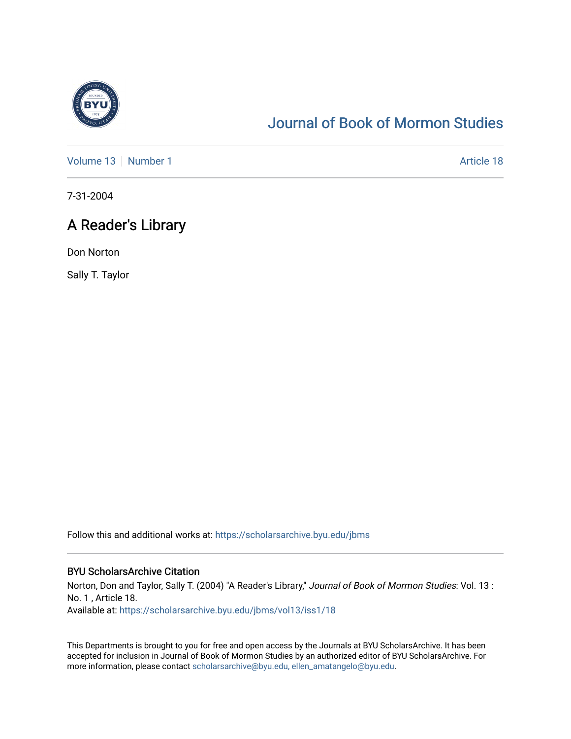# Journal of Book of Mormon Studies

Volume 13 | Number 1 | Article 18

7-31-2004

## A Reader's Library

Don Norton

Sally T. Taylor

Follow this and additional works at: https://scholarsarchive.byu.edu/jbms

### BYU ScholarsArchive Citation

Norton, Don and Taylor, Sally T. (2004) "A Reader's Library," *Journal of Book of Mormon Studies*: Vol. 13 : No. 1 , Article 18.
Available at: https://scholarsarchive.byu.edu/jbms/vol13/iss1/18

This Departments is brought to you for free and open access by the Journals at BYU ScholarsArchive. It has been accepted for inclusion in Journal of Book of Mormon Studies by an authorized editor of BYU ScholarsArchive. For more information, please contact scholarsarchive@byu.edu, ellen_amatangelo@byu.edu.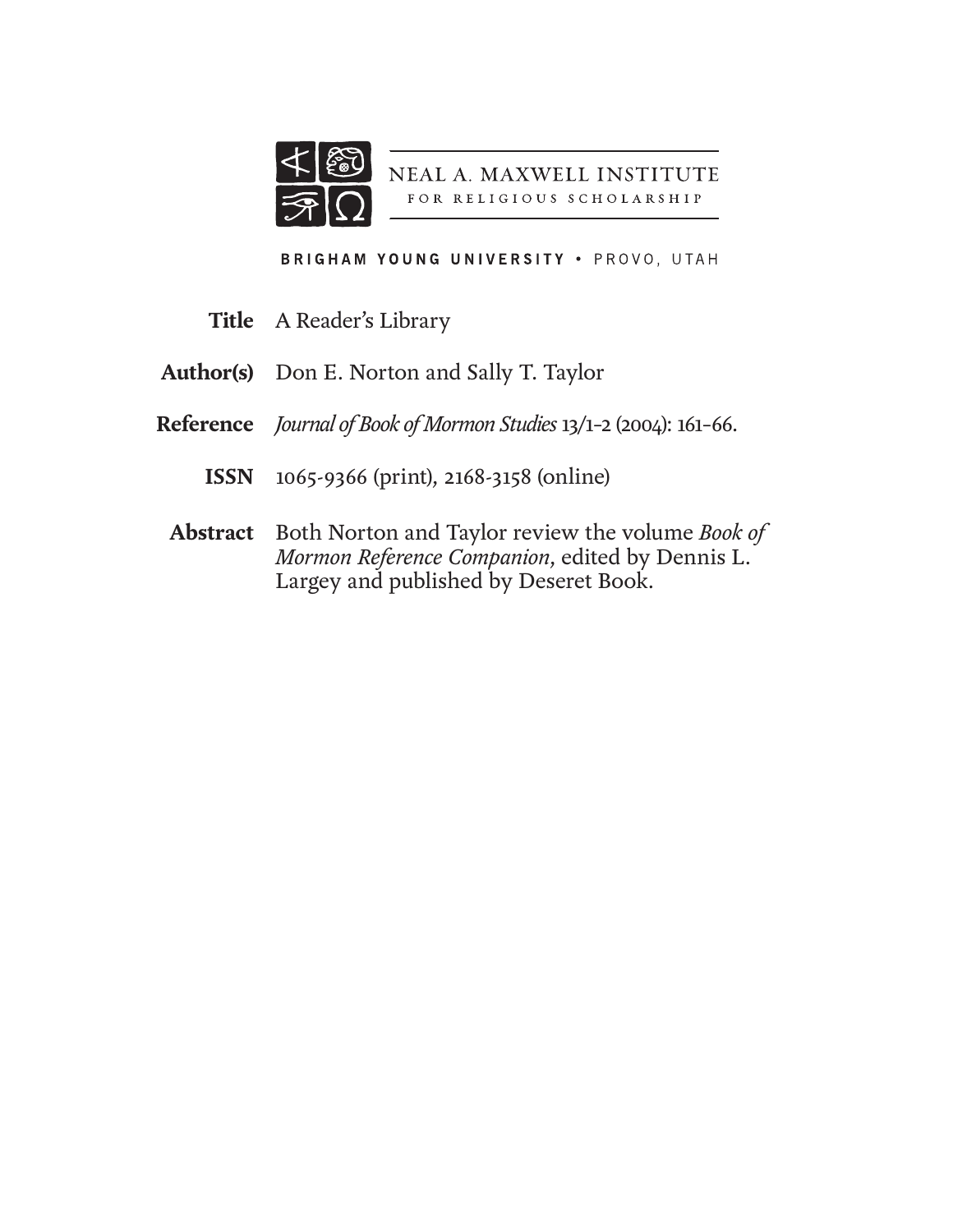NEAL A. MAXWELL INSTITUTE
FOR RELIGIOUS SCHOLARSHIP

BRIGHAM YOUNG UNIVERSITY • PROVO, UTAH

**Title** A Reader's Library

**Author(s)** Don E. Norton and Sally T. Taylor

**Reference** *Journal of Book of Mormon Studies* 13/1–2 (2004): 161–66.

**ISSN** 1065-9366 (print), 2168-3158 (online)

**Abstract** Both Norton and Taylor review the volume *Book of Mormon Reference Companion*, edited by Dennis L. Largey and published by Deseret Book.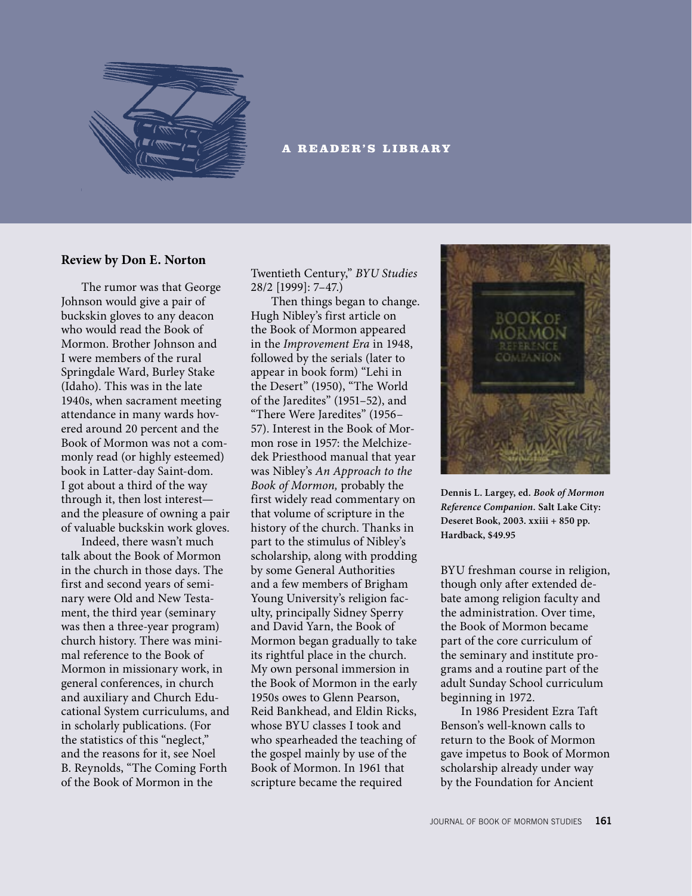## A READER'S LIBRARY

**Review by Don E. Norton**

The rumor was that George Johnson would give a pair of buckskin gloves to any deacon who would read the Book of Mormon. Brother Johnson and I were members of the rural Springdale Ward, Burley Stake (Idaho). This was in the late 1940s, when sacrament meeting attendance in many wards hovered around 20 percent and the Book of Mormon was not a commonly read (or highly esteemed) book in Latter-day Saint-dom. I got about a third of the way through it, then lost interest—and the pleasure of owning a pair of valuable buckskin work gloves.

Indeed, there wasn't much talk about the Book of Mormon in the church in those days. The first and second years of seminary were Old and New Testament, the third year (seminary was then a three-year program) church history. There was minimal reference to the Book of Mormon in missionary work, in general conferences, in church and auxiliary and Church Educational System curriculums, and in scholarly publications. (For the statistics of this "neglect," and the reasons for it, see Noel B. Reynolds, "The Coming Forth of the Book of Mormon in the Twentieth Century," *BYU Studies* 28/2 [1999]: 7–47.)

Then things began to change. Hugh Nibley's first article on the Book of Mormon appeared in the *Improvement Era* in 1948, followed by the serials (later to appear in book form) "Lehi in the Desert" (1950), "The World of the Jaredites" (1951–52), and "There Were Jaredites" (1956–57). Interest in the Book of Mormon rose in 1957: the Melchizedek Priesthood manual that year was Nibley's *An Approach to the Book of Mormon,* probably the first widely read commentary on that volume of scripture in the history of the church. Thanks in part to the stimulus of Nibley's scholarship, along with prodding by some General Authorities and a few members of Brigham Young University's religion faculty, principally Sidney Sperry and David Yarn, the Book of Mormon began gradually to take its rightful place in the church. My own personal immersion in the Book of Mormon in the early 1950s owes to Glenn Pearson, Reid Bankhead, and Eldin Ricks, whose BYU classes I took and who spearheaded the teaching of the gospel mainly by use of the Book of Mormon. In 1961 that scripture became the required BYU freshman course in religion, though only after extended debate among religion faculty and the administration. Over time, the Book of Mormon became part of the core curriculum of the seminary and institute programs and a routine part of the adult Sunday School curriculum beginning in 1972.

**Dennis L. Largey, ed. *Book of Mormon Reference Companion*. Salt Lake City: Deseret Book, 2003. xxiii + 850 pp. Hardback, $49.95**

In 1986 President Ezra Taft Benson's well-known calls to return to the Book of Mormon gave impetus to Book of Mormon scholarship already under way by the Foundation for Ancient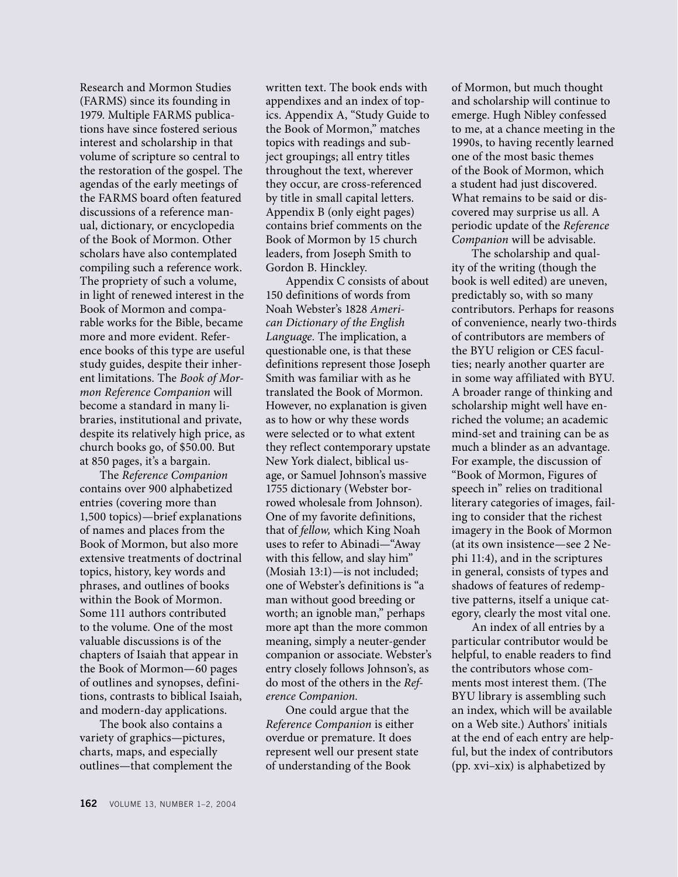Research and Mormon Studies (FARMS) since its founding in 1979. Multiple FARMS publications have since fostered serious interest and scholarship in that volume of scripture so central to the restoration of the gospel. The agendas of the early meetings of the FARMS board often featured discussions of a reference manual, dictionary, or encyclopedia of the Book of Mormon. Other scholars have also contemplated compiling such a reference work. The propriety of such a volume, in light of renewed interest in the Book of Mormon and comparable works for the Bible, became more and more evident. Reference books of this type are useful study guides, despite their inherent limitations. The *Book of Mormon Reference Companion* will become a standard in many libraries, institutional and private, despite its relatively high price, as church books go, of $50.00. But at 850 pages, it's a bargain.

The *Reference Companion* contains over 900 alphabetized entries (covering more than 1,500 topics)—brief explanations of names and places from the Book of Mormon, but also more extensive treatments of doctrinal topics, history, key words and phrases, and outlines of books within the Book of Mormon. Some 111 authors contributed to the volume. One of the most valuable discussions is of the chapters of Isaiah that appear in the Book of Mormon—60 pages of outlines and synopses, definitions, contrasts to biblical Isaiah, and modern-day applications.

The book also contains a variety of graphics—pictures, charts, maps, and especially outlines—that complement the written text. The book ends with appendixes and an index of topics. Appendix A, "Study Guide to the Book of Mormon," matches topics with readings and subject groupings; all entry titles throughout the text, wherever they occur, are cross-referenced by title in small capital letters. Appendix B (only eight pages) contains brief comments on the Book of Mormon by 15 church leaders, from Joseph Smith to Gordon B. Hinckley.

Appendix C consists of about 150 definitions of words from Noah Webster's 1828 *American Dictionary of the English Language*. The implication, a questionable one, is that these definitions represent those Joseph Smith was familiar with as he translated the Book of Mormon. However, no explanation is given as to how or why these words were selected or to what extent they reflect contemporary upstate New York dialect, biblical usage, or Samuel Johnson's massive 1755 dictionary (Webster borrowed wholesale from Johnson). One of my favorite definitions, that of *fellow,* which King Noah uses to refer to Abinadi—"Away with this fellow, and slay him" (Mosiah 13:1)—is not included; one of Webster's definitions is "a man without good breeding or worth; an ignoble man," perhaps more apt than the more common meaning, simply a neuter-gender companion or associate. Webster's entry closely follows Johnson's, as do most of the others in the *Reference Companion*.

One could argue that the *Reference Companion* is either overdue or premature. It does represent well our present state of understanding of the Book of Mormon, but much thought and scholarship will continue to emerge. Hugh Nibley confessed to me, at a chance meeting in the 1990s, to having recently learned one of the most basic themes of the Book of Mormon, which a student had just discovered. What remains to be said or discovered may surprise us all. A periodic update of the *Reference Companion* will be advisable.

The scholarship and quality of the writing (though the book is well edited) are uneven, predictably so, with so many contributors. Perhaps for reasons of convenience, nearly two-thirds of contributors are members of the BYU religion or CES faculties; nearly another quarter are in some way affiliated with BYU. A broader range of thinking and scholarship might well have enriched the volume; an academic mind-set and training can be as much a blinder as an advantage. For example, the discussion of "Book of Mormon, Figures of speech in" relies on traditional literary categories of images, failing to consider that the richest imagery in the Book of Mormon (at its own insistence—see 2 Nephi 11:4), and in the scriptures in general, consists of types and shadows of features of redemptive patterns, itself a unique category, clearly the most vital one.

An index of all entries by a particular contributor would be helpful, to enable readers to find the contributors whose comments most interest them. (The BYU library is assembling such an index, which will be available on a Web site.) Authors' initials at the end of each entry are helpful, but the index of contributors (pp. xvi–xix) is alphabetized by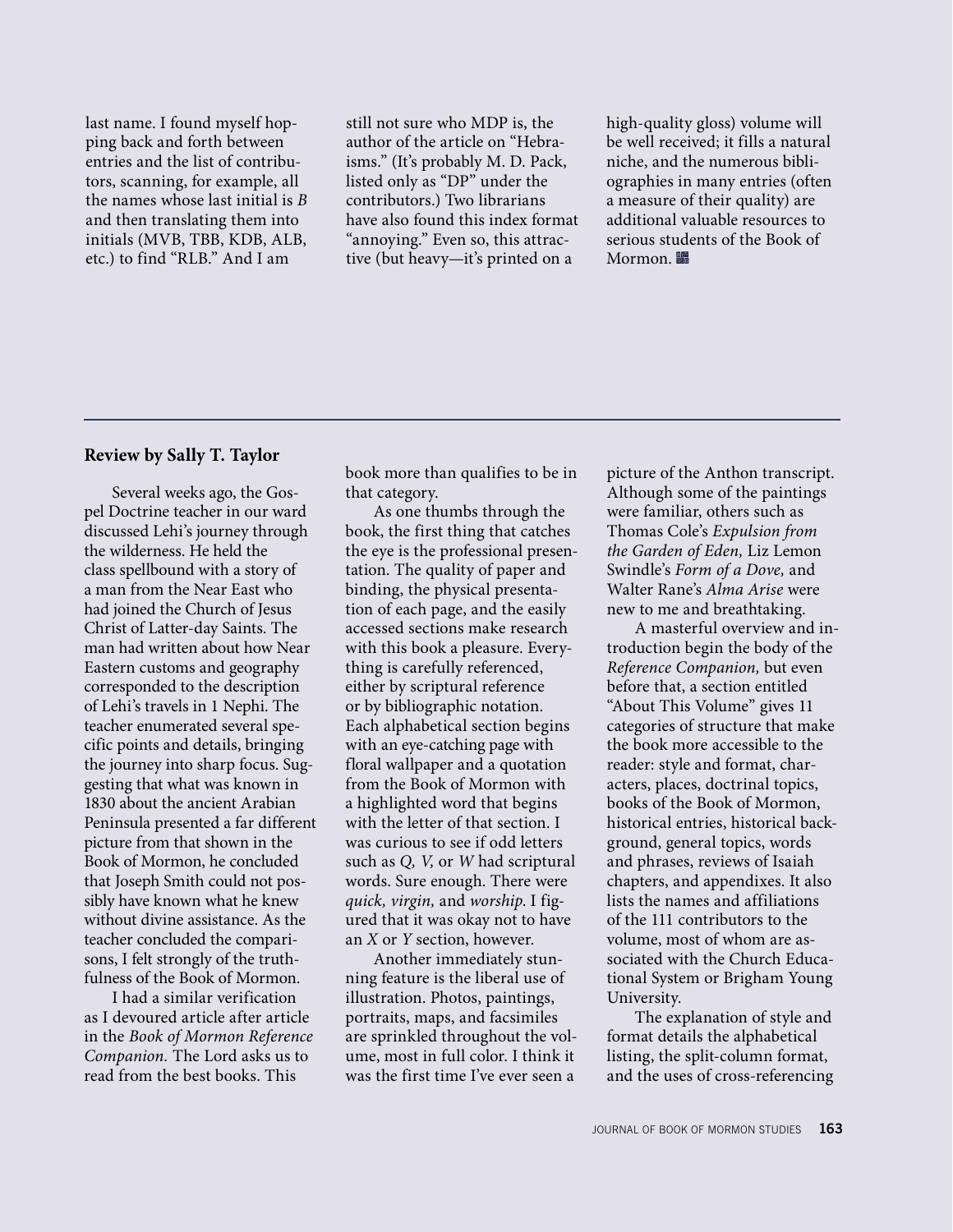last name. I found myself hopping back and forth between entries and the list of contributors, scanning, for example, all the names whose last initial is *B* and then translating them into initials (MVB, TBB, KDB, ALB, etc.) to find "RLB." And I am still not sure who MDP is, the author of the article on "Hebraisms." (It's probably M. D. Pack, listed only as "DP" under the contributors.) Two librarians have also found this index format "annoying." Even so, this attractive (but heavy—it's printed on a high-quality gloss) volume will be well received; it fills a natural niche, and the numerous bibliographies in many entries (often a measure of their quality) are additional valuable resources to serious students of the Book of Mormon.

---

**Review by Sally T. Taylor**

Several weeks ago, the Gospel Doctrine teacher in our ward discussed Lehi's journey through the wilderness. He held the class spellbound with a story of a man from the Near East who had joined the Church of Jesus Christ of Latter-day Saints. The man had written about how Near Eastern customs and geography corresponded to the description of Lehi's travels in 1 Nephi. The teacher enumerated several specific points and details, bringing the journey into sharp focus. Suggesting that what was known in 1830 about the ancient Arabian Peninsula presented a far different picture from that shown in the Book of Mormon, he concluded that Joseph Smith could not possibly have known what he knew without divine assistance. As the teacher concluded the comparisons, I felt strongly of the truthfulness of the Book of Mormon.

I had a similar verification as I devoured article after article in the *Book of Mormon Reference Companion.* The Lord asks us to read from the best books. This book more than qualifies to be in that category.

As one thumbs through the book, the first thing that catches the eye is the professional presentation. The quality of paper and binding, the physical presentation of each page, and the easily accessed sections make research with this book a pleasure. Everything is carefully referenced, either by scriptural reference or by bibliographic notation. Each alphabetical section begins with an eye-catching page with floral wallpaper and a quotation from the Book of Mormon with a highlighted word that begins with the letter of that section. I was curious to see if odd letters such as *Q, V,* or *W* had scriptural words. Sure enough. There were *quick, virgin,* and *worship.* I figured that it was okay not to have an *X* or *Y* section, however.

Another immediately stunning feature is the liberal use of illustration. Photos, paintings, portraits, maps, and facsimiles are sprinkled throughout the volume, most in full color. I think it was the first time I've ever seen a picture of the Anthon transcript. Although some of the paintings were familiar, others such as Thomas Cole's *Expulsion from the Garden of Eden,* Liz Lemon Swindle's *Form of a Dove,* and Walter Rane's *Alma Arise* were new to me and breathtaking.

A masterful overview and introduction begin the body of the *Reference Companion,* but even before that, a section entitled "About This Volume" gives 11 categories of structure that make the book more accessible to the reader: style and format, characters, places, doctrinal topics, books of the Book of Mormon, historical entries, historical background, general topics, words and phrases, reviews of Isaiah chapters, and appendixes. It also lists the names and affiliations of the 111 contributors to the volume, most of whom are associated with the Church Educational System or Brigham Young University.

The explanation of style and format details the alphabetical listing, the split-column format, and the uses of cross-referencing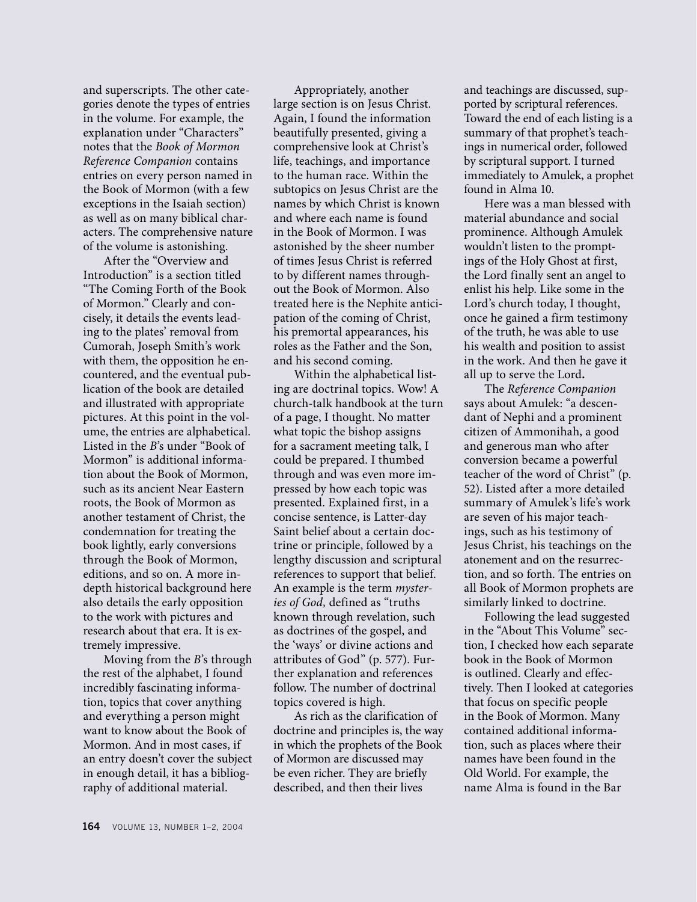and superscripts. The other categories denote the types of entries in the volume. For example, the explanation under "Characters" notes that the *Book of Mormon Reference Companion* contains entries on every person named in the Book of Mormon (with a few exceptions in the Isaiah section) as well as on many biblical characters. The comprehensive nature of the volume is astonishing.

After the "Overview and Introduction" is a section titled "The Coming Forth of the Book of Mormon." Clearly and concisely, it details the events leading to the plates' removal from Cumorah, Joseph Smith's work with them, the opposition he encountered, and the eventual publication of the book are detailed and illustrated with appropriate pictures. At this point in the volume, the entries are alphabetical. Listed in the *B*'s under "Book of Mormon" is additional information about the Book of Mormon, such as its ancient Near Eastern roots, the Book of Mormon as another testament of Christ, the condemnation for treating the book lightly, early conversions through the Book of Mormon, editions, and so on. A more in-depth historical background here also details the early opposition to the work with pictures and research about that era. It is extremely impressive.

Moving from the *B*'s through the rest of the alphabet, I found incredibly fascinating information, topics that cover anything and everything a person might want to know about the Book of Mormon. And in most cases, if an entry doesn't cover the subject in enough detail, it has a bibliography of additional material.

Appropriately, another large section is on Jesus Christ. Again, I found the information beautifully presented, giving a comprehensive look at Christ's life, teachings, and importance to the human race. Within the subtopics on Jesus Christ are the names by which Christ is known and where each name is found in the Book of Mormon. I was astonished by the sheer number of times Jesus Christ is referred to by different names throughout the Book of Mormon. Also treated here is the Nephite anticipation of the coming of Christ, his premortal appearances, his roles as the Father and the Son, and his second coming.

Within the alphabetical listing are doctrinal topics. Wow! A church-talk handbook at the turn of a page, I thought. No matter what topic the bishop assigns for a sacrament meeting talk, I could be prepared. I thumbed through and was even more impressed by how each topic was presented. Explained first, in a concise sentence, is Latter-day Saint belief about a certain doctrine or principle, followed by a lengthy discussion and scriptural references to support that belief. An example is the term *mysteries of God,* defined as "truths known through revelation, such as doctrines of the gospel, and the 'ways' or divine actions and attributes of God" (p. 577). Further explanation and references follow. The number of doctrinal topics covered is high.

As rich as the clarification of doctrine and principles is, the way in which the prophets of the Book of Mormon are discussed may be even richer. They are briefly described, and then their lives and teachings are discussed, supported by scriptural references. Toward the end of each listing is a summary of that prophet's teachings in numerical order, followed by scriptural support. I turned immediately to Amulek, a prophet found in Alma 10.

Here was a man blessed with material abundance and social prominence. Although Amulek wouldn't listen to the promptings of the Holy Ghost at first, the Lord finally sent an angel to enlist his help. Like some in the Lord's church today, I thought, once he gained a firm testimony of the truth, he was able to use his wealth and position to assist in the work. And then he gave it all up to serve the Lord.

The *Reference Companion* says about Amulek: "a descendant of Nephi and a prominent citizen of Ammonihah, a good and generous man who after conversion became a powerful teacher of the word of Christ" (p. 52). Listed after a more detailed summary of Amulek's life's work are seven of his major teachings, such as his testimony of Jesus Christ, his teachings on the atonement and on the resurrection, and so forth. The entries on all Book of Mormon prophets are similarly linked to doctrine.

Following the lead suggested in the "About This Volume" section, I checked how each separate book in the Book of Mormon is outlined. Clearly and effectively. Then I looked at categories that focus on specific people in the Book of Mormon. Many contained additional information, such as places where their names have been found in the Old World. For example, the name Alma is found in the Bar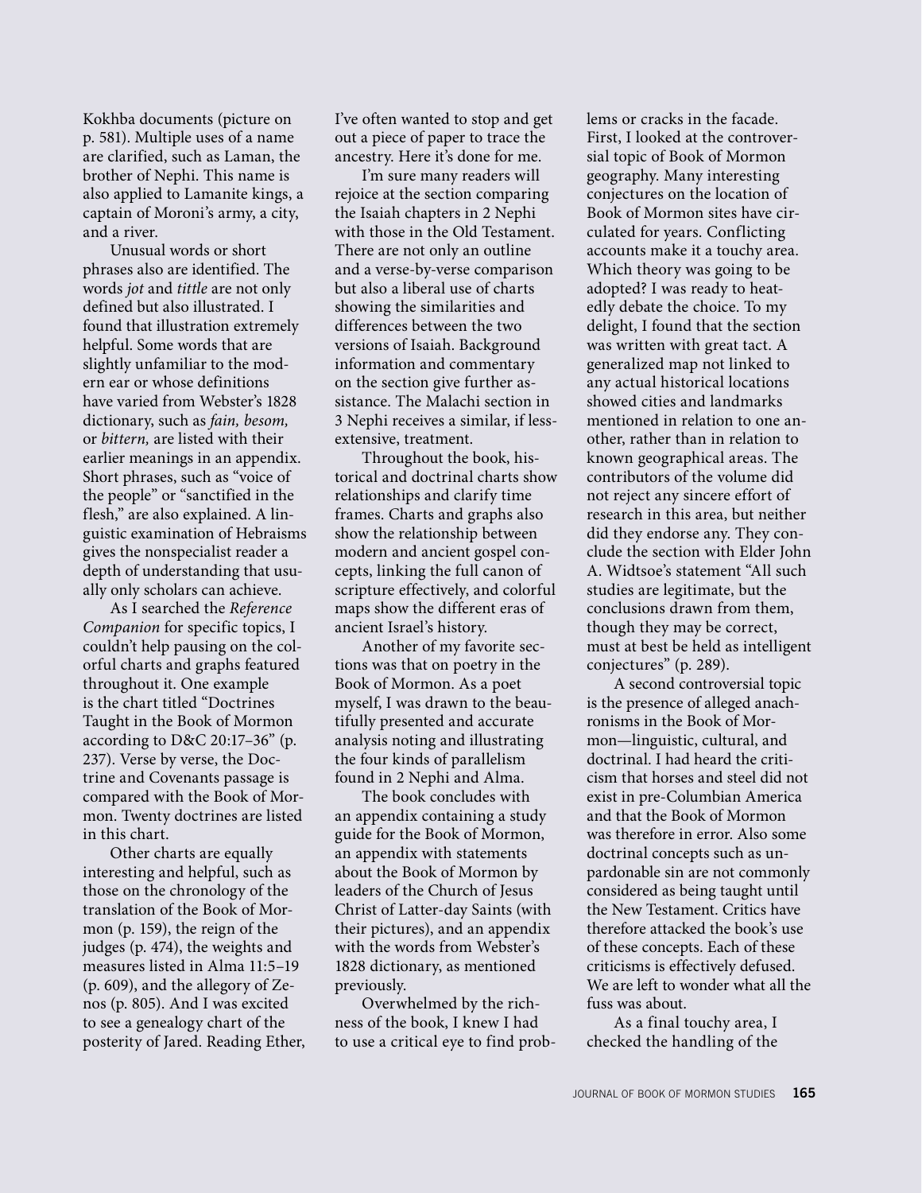Kokhba documents (picture on p. 581). Multiple uses of a name are clarified, such as Laman, the brother of Nephi. This name is also applied to Lamanite kings, a captain of Moroni's army, a city, and a river.

Unusual words or short phrases also are identified. The words *jot* and *tittle* are not only defined but also illustrated. I found that illustration extremely helpful. Some words that are slightly unfamiliar to the modern ear or whose definitions have varied from Webster's 1828 dictionary, such as *fain, besom,* or *bittern,* are listed with their earlier meanings in an appendix. Short phrases, such as "voice of the people" or "sanctified in the flesh," are also explained. A linguistic examination of Hebraisms gives the nonspecialist reader a depth of understanding that usually only scholars can achieve.

As I searched the *Reference Companion* for specific topics, I couldn't help pausing on the colorful charts and graphs featured throughout it. One example is the chart titled "Doctrines Taught in the Book of Mormon according to D&C 20:17–36" (p. 237). Verse by verse, the Doctrine and Covenants passage is compared with the Book of Mormon. Twenty doctrines are listed in this chart.

Other charts are equally interesting and helpful, such as those on the chronology of the translation of the Book of Mormon (p. 159), the reign of the judges (p. 474), the weights and measures listed in Alma 11:5–19 (p. 609), and the allegory of Zenos (p. 805). And I was excited to see a genealogy chart of the posterity of Jared. Reading Ether, I've often wanted to stop and get out a piece of paper to trace the ancestry. Here it's done for me.

I'm sure many readers will rejoice at the section comparing the Isaiah chapters in 2 Nephi with those in the Old Testament. There are not only an outline and a verse-by-verse comparison but also a liberal use of charts showing the similarities and differences between the two versions of Isaiah. Background information and commentary on the section give further assistance. The Malachi section in 3 Nephi receives a similar, if less-extensive, treatment.

Throughout the book, historical and doctrinal charts show relationships and clarify time frames. Charts and graphs also show the relationship between modern and ancient gospel concepts, linking the full canon of scripture effectively, and colorful maps show the different eras of ancient Israel's history.

Another of my favorite sections was that on poetry in the Book of Mormon. As a poet myself, I was drawn to the beautifully presented and accurate analysis noting and illustrating the four kinds of parallelism found in 2 Nephi and Alma.

The book concludes with an appendix containing a study guide for the Book of Mormon, an appendix with statements about the Book of Mormon by leaders of the Church of Jesus Christ of Latter-day Saints (with their pictures), and an appendix with the words from Webster's 1828 dictionary, as mentioned previously.

Overwhelmed by the richness of the book, I knew I had to use a critical eye to find problems or cracks in the facade. First, I looked at the controversial topic of Book of Mormon geography. Many interesting conjectures on the location of Book of Mormon sites have circulated for years. Conflicting accounts make it a touchy area. Which theory was going to be adopted? I was ready to heatedly debate the choice. To my delight, I found that the section was written with great tact. A generalized map not linked to any actual historical locations showed cities and landmarks mentioned in relation to one another, rather than in relation to known geographical areas. The contributors of the volume did not reject any sincere effort of research in this area, but neither did they endorse any. They conclude the section with Elder John A. Widtsoe's statement "All such studies are legitimate, but the conclusions drawn from them, though they may be correct, must at best be held as intelligent conjectures" (p. 289).

A second controversial topic is the presence of alleged anachronisms in the Book of Mormon—linguistic, cultural, and doctrinal. I had heard the criticism that horses and steel did not exist in pre-Columbian America and that the Book of Mormon was therefore in error. Also some doctrinal concepts such as unpardonable sin are not commonly considered as being taught until the New Testament. Critics have therefore attacked the book's use of these concepts. Each of these criticisms is effectively defused. We are left to wonder what all the fuss was about.

As a final touchy area, I checked the handling of the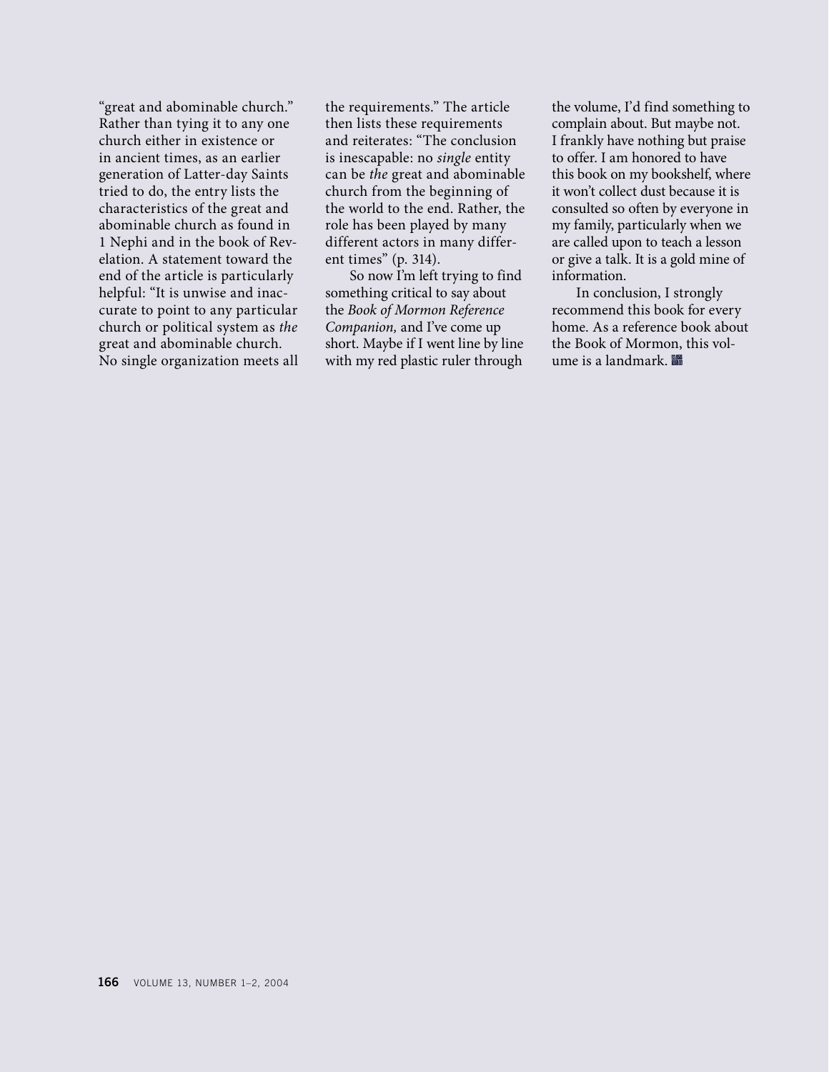"great and abominable church." Rather than tying it to any one church either in existence or in ancient times, as an earlier generation of Latter-day Saints tried to do, the entry lists the characteristics of the great and abominable church as found in 1 Nephi and in the book of Revelation. A statement toward the end of the article is particularly helpful: "It is unwise and inaccurate to point to any particular church or political system as *the* great and abominable church. No single organization meets all the requirements." The article then lists these requirements and reiterates: "The conclusion is inescapable: no *single* entity can be *the* great and abominable church from the beginning of the world to the end. Rather, the role has been played by many different actors in many different times" (p. 314).

So now I'm left trying to find something critical to say about the *Book of Mormon Reference Companion,* and I've come up short. Maybe if I went line by line with my red plastic ruler through the volume, I'd find something to complain about. But maybe not. I frankly have nothing but praise to offer. I am honored to have this book on my bookshelf, where it won't collect dust because it is consulted so often by everyone in my family, particularly when we are called upon to teach a lesson or give a talk. It is a gold mine of information.

In conclusion, I strongly recommend this book for every home. As a reference book about the Book of Mormon, this volume is a landmark.